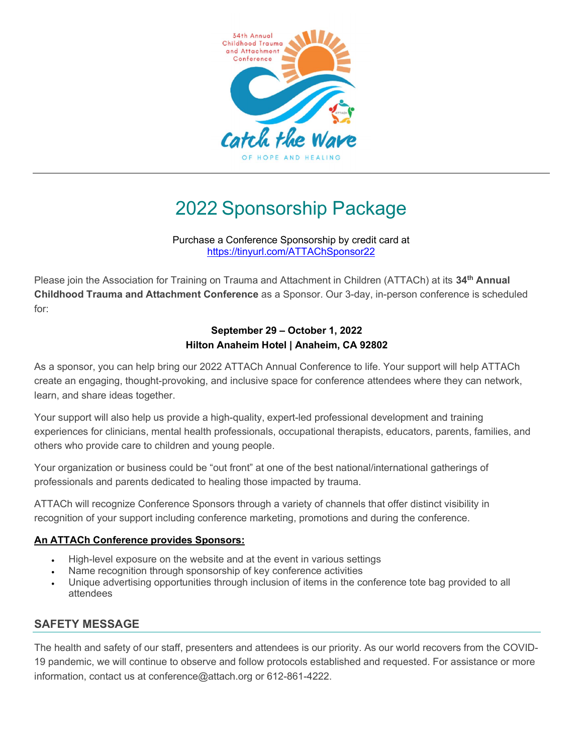# 2022 Sponsorship Package

Purchase a Conference Sponsorship by credit card at
https://tinyurl.com/ATTAChSponsor22

Please join the Association for Training on Trauma and Attachment in Children (ATTACh) at its **34th Annual Childhood Trauma and Attachment Conference** as a Sponsor. Our 3-day, in-person conference is scheduled for:

**September 29 – October 1, 2022**
**Hilton Anaheim Hotel | Anaheim, CA 92802**

As a sponsor, you can help bring our 2022 ATTACh Annual Conference to life. Your support will help ATTACh create an engaging, thought-provoking, and inclusive space for conference attendees where they can network, learn, and share ideas together.

Your support will also help us provide a high-quality, expert-led professional development and training experiences for clinicians, mental health professionals, occupational therapists, educators, parents, families, and others who provide care to children and young people.

Your organization or business could be "out front" at one of the best national/international gatherings of professionals and parents dedicated to healing those impacted by trauma.

ATTACh will recognize Conference Sponsors through a variety of channels that offer distinct visibility in recognition of your support including conference marketing, promotions and during the conference.

**An ATTACh Conference provides Sponsors:**

- High-level exposure on the website and at the event in various settings
- Name recognition through sponsorship of key conference activities
- Unique advertising opportunities through inclusion of items in the conference tote bag provided to all attendees

## SAFETY MESSAGE

The health and safety of our staff, presenters and attendees is our priority. As our world recovers from the COVID-19 pandemic, we will continue to observe and follow protocols established and requested. For assistance or more information, contact us at conference@attach.org or 612-861-4222.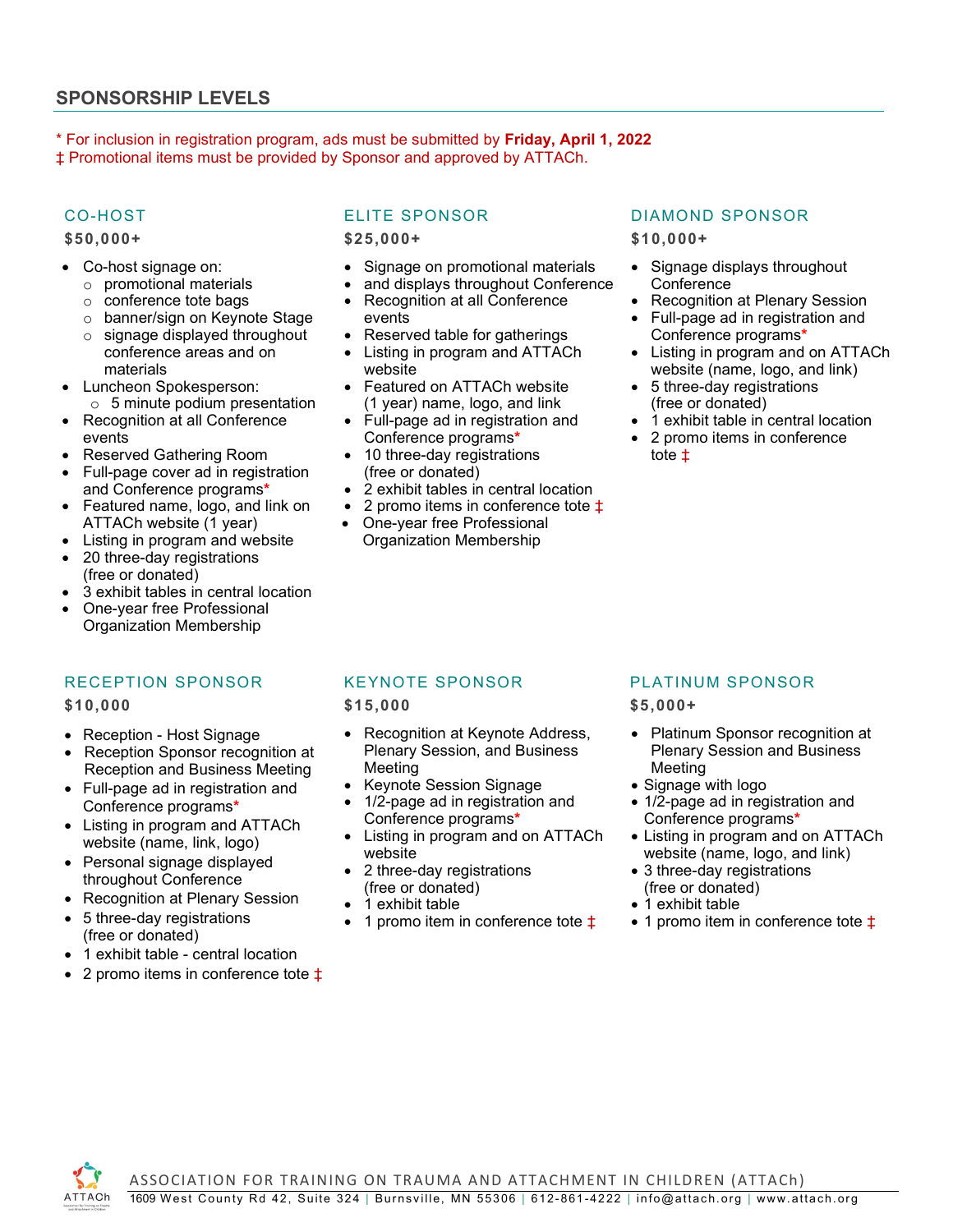## SPONSORSHIP LEVELS

* For inclusion in registration program, ads must be submitted by **Friday, April 1, 2022**
‡ Promotional items must be provided by Sponsor and approved by ATTACh.

### CO-HOST

**$50,000+**

- Co-host signage on:
  - promotional materials
  - conference tote bags
  - banner/sign on Keynote Stage
  - signage displayed throughout conference areas and on materials
- Luncheon Spokesperson:
  - 5 minute podium presentation
- Recognition at all Conference events
- Reserved Gathering Room
- Full-page cover ad in registration and Conference programs*
- Featured name, logo, and link on ATTACh website (1 year)
- Listing in program and website
- 20 three-day registrations (free or donated)
- 3 exhibit tables in central location
- One-year free Professional Organization Membership

### ELITE SPONSOR

**$25,000+**

- Signage on promotional materials
- and displays throughout Conference
- Recognition at all Conference events
- Reserved table for gatherings
- Listing in program and ATTACh website
- Featured on ATTACh website (1 year) name, logo, and link
- Full-page ad in registration and Conference programs*
- 10 three-day registrations (free or donated)
- 2 exhibit tables in central location
- 2 promo items in conference tote ‡
- One-year free Professional Organization Membership

### DIAMOND SPONSOR

**$10,000+**

- Signage displays throughout Conference
- Recognition at Plenary Session
- Full-page ad in registration and Conference programs*
- Listing in program and on ATTACh website (name, logo, and link)
- 5 three-day registrations (free or donated)
- 1 exhibit table in central location
- 2 promo items in conference tote ‡

### RECEPTION SPONSOR

**$10,000**

- Reception - Host Signage
- Reception Sponsor recognition at Reception and Business Meeting
- Full-page ad in registration and Conference programs*
- Listing in program and ATTACh website (name, link, logo)
- Personal signage displayed throughout Conference
- Recognition at Plenary Session
- 5 three-day registrations (free or donated)
- 1 exhibit table - central location
- 2 promo items in conference tote ‡

### KEYNOTE SPONSOR

**$15,000**

- Recognition at Keynote Address, Plenary Session, and Business Meeting
- Keynote Session Signage
- 1/2-page ad in registration and Conference programs*
- Listing in program and on ATTACh website
- 2 three-day registrations (free or donated)
- 1 exhibit table
- 1 promo item in conference tote ‡

### PLATINUM SPONSOR

**$5,000+**

- Platinum Sponsor recognition at Plenary Session and Business Meeting
- Signage with logo
- 1/2-page ad in registration and Conference programs*
- Listing in program and on ATTACh website (name, logo, and link)
- 3 three-day registrations (free or donated)
- 1 exhibit table
- 1 promo item in conference tote ‡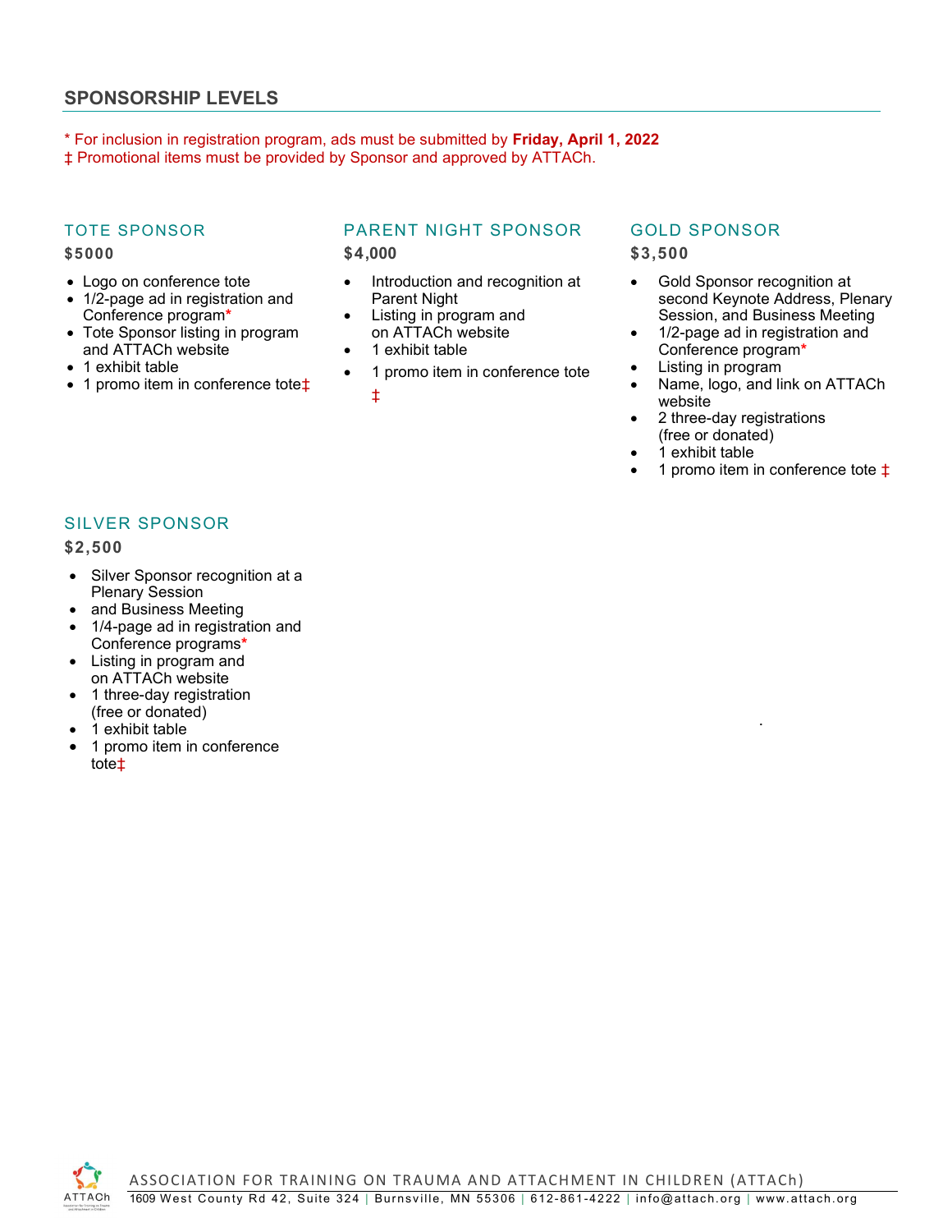## SPONSORSHIP LEVELS

* For inclusion in registration program, ads must be submitted by **Friday, April 1, 2022**
‡ Promotional items must be provided by Sponsor and approved by ATTACh.

### TOTE SPONSOR

**$5000**

- Logo on conference tote
- 1/2-page ad in registration and Conference program*
- Tote Sponsor listing in program and ATTACh website
- 1 exhibit table
- 1 promo item in conference tote‡

### PARENT NIGHT SPONSOR

**$4,000**

- Introduction and recognition at Parent Night
- Listing in program and on ATTACh website
- 1 exhibit table
- 1 promo item in conference tote ‡

### GOLD SPONSOR

**$3,500**

- Gold Sponsor recognition at second Keynote Address, Plenary Session, and Business Meeting
- 1/2-page ad in registration and Conference program*
- Listing in program
- Name, logo, and link on ATTACh website
- 2 three-day registrations (free or donated)
- 1 exhibit table
- 1 promo item in conference tote ‡

### SILVER SPONSOR

**$2,500**

- Silver Sponsor recognition at a Plenary Session
- and Business Meeting
- 1/4-page ad in registration and Conference programs*
- Listing in program and on ATTACh website
- 1 three-day registration (free or donated)
- 1 exhibit table
- 1 promo item in conference tote‡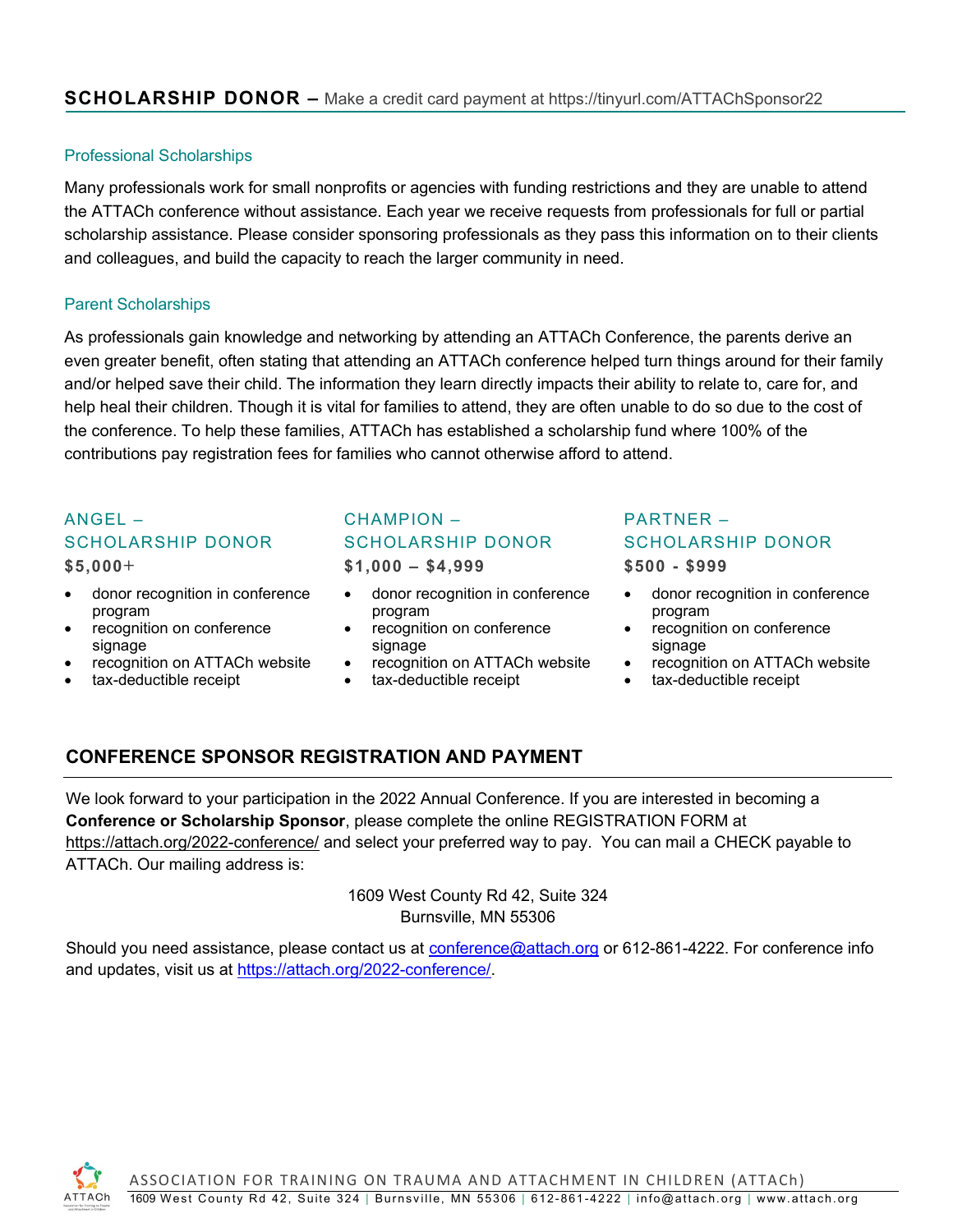## SCHOLARSHIP DONOR – Make a credit card payment at https://tinyurl.com/ATTAChSponsor22

### Professional Scholarships

Many professionals work for small nonprofits or agencies with funding restrictions and they are unable to attend the ATTACh conference without assistance. Each year we receive requests from professionals for full or partial scholarship assistance. Please consider sponsoring professionals as they pass this information on to their clients and colleagues, and build the capacity to reach the larger community in need.

### Parent Scholarships

As professionals gain knowledge and networking by attending an ATTACh Conference, the parents derive an even greater benefit, often stating that attending an ATTACh conference helped turn things around for their family and/or helped save their child. The information they learn directly impacts their ability to relate to, care for, and help heal their children. Though it is vital for families to attend, they are often unable to do so due to the cost of the conference. To help these families, ATTACh has established a scholarship fund where 100% of the contributions pay registration fees for families who cannot otherwise afford to attend.

### ANGEL – SCHOLARSHIP DONOR

**$5,000+**

- donor recognition in conference program
- recognition on conference signage
- recognition on ATTACh website
- tax-deductible receipt

### CHAMPION – SCHOLARSHIP DONOR

**$1,000 – $4,999**

- donor recognition in conference program
- recognition on conference signage
- recognition on ATTACh website
- tax-deductible receipt

### PARTNER – SCHOLARSHIP DONOR

**$500 - $999**

- donor recognition in conference program
- recognition on conference signage
- recognition on ATTACh website
- tax-deductible receipt

## CONFERENCE SPONSOR REGISTRATION AND PAYMENT

We look forward to your participation in the 2022 Annual Conference. If you are interested in becoming a **Conference or Scholarship Sponsor**, please complete the online REGISTRATION FORM at https://attach.org/2022-conference/ and select your preferred way to pay. You can mail a CHECK payable to ATTACh. Our mailing address is:

1609 West County Rd 42, Suite 324
Burnsville, MN 55306

Should you need assistance, please contact us at conference@attach.org or 612-861-4222. For conference info and updates, visit us at https://attach.org/2022-conference/.

ASSOCIATION FOR TRAINING ON TRAUMA AND ATTACHMENT IN CHILDREN (ATTACh)
1609 West County Rd 42, Suite 324 | Burnsville, MN 55306 | 612-861-4222 | info@attach.org | www.attach.org